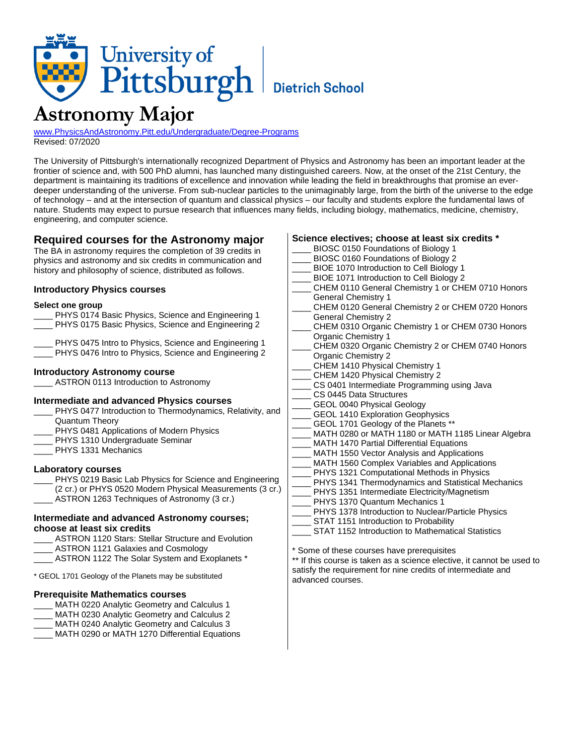University of Pittsburgh | Dietrich School

# Astronomy Major

www.PhysicsAndAstronomy.Pitt.edu/Undergraduate/Degree-Programs
Revised: 07/2020

The University of Pittsburgh's internationally recognized Department of Physics and Astronomy has been an important leader at the frontier of science and, with 500 PhD alumni, has launched many distinguished careers. Now, at the onset of the 21st Century, the department is maintaining its traditions of excellence and innovation while leading the field in breakthroughs that promise an ever-deeper understanding of the universe. From sub-nuclear particles to the unimaginably large, from the birth of the universe to the edge of technology – and at the intersection of quantum and classical physics – our faculty and students explore the fundamental laws of nature. Students may expect to pursue research that influences many fields, including biology, mathematics, medicine, chemistry, engineering, and computer science.

## Required courses for the Astronomy major

The BA in astronomy requires the completion of 39 credits in physics and astronomy and six credits in communication and history and philosophy of science, distributed as follows.

### Introductory Physics courses

**Select one group**

____ PHYS 0174 Basic Physics, Science and Engineering 1
____ PHYS 0175 Basic Physics, Science and Engineering 2

____ PHYS 0475 Intro to Physics, Science and Engineering 1
____ PHYS 0476 Intro to Physics, Science and Engineering 2

### Introductory Astronomy course

____ ASTRON 0113 Introduction to Astronomy

### Intermediate and advanced Physics courses

____ PHYS 0477 Introduction to Thermodynamics, Relativity, and Quantum Theory
____ PHYS 0481 Applications of Modern Physics
____ PHYS 1310 Undergraduate Seminar
____ PHYS 1331 Mechanics

### Laboratory courses

____ PHYS 0219 Basic Lab Physics for Science and Engineering (2 cr.) or PHYS 0520 Modern Physical Measurements (3 cr.)
____ ASTRON 1263 Techniques of Astronomy (3 cr.)

### Intermediate and advanced Astronomy courses; choose at least six credits

____ ASTRON 1120 Stars: Stellar Structure and Evolution
____ ASTRON 1121 Galaxies and Cosmology
____ ASTRON 1122 The Solar System and Exoplanets *

* GEOL 1701 Geology of the Planets may be substituted

### Prerequisite Mathematics courses

____ MATH 0220 Analytic Geometry and Calculus 1
____ MATH 0230 Analytic Geometry and Calculus 2
____ MATH 0240 Analytic Geometry and Calculus 3
____ MATH 0290 or MATH 1270 Differential Equations

### Science electives; choose at least six credits *

____ BIOSC 0150 Foundations of Biology 1
____ BIOSC 0160 Foundations of Biology 2
____ BIOE 1070 Introduction to Cell Biology 1
____ BIOE 1071 Introduction to Cell Biology 2
____ CHEM 0110 General Chemistry 1 or CHEM 0710 Honors General Chemistry 1
____ CHEM 0120 General Chemistry 2 or CHEM 0720 Honors General Chemistry 2
____ CHEM 0310 Organic Chemistry 1 or CHEM 0730 Honors Organic Chemistry 1
____ CHEM 0320 Organic Chemistry 2 or CHEM 0740 Honors Organic Chemistry 2
____ CHEM 1410 Physical Chemistry 1
____ CHEM 1420 Physical Chemistry 2
____ CS 0401 Intermediate Programming using Java
____ CS 0445 Data Structures
____ GEOL 0040 Physical Geology
____ GEOL 1410 Exploration Geophysics
____ GEOL 1701 Geology of the Planets **
____ MATH 0280 or MATH 1180 or MATH 1185 Linear Algebra
____ MATH 1470 Partial Differential Equations
____ MATH 1550 Vector Analysis and Applications
____ MATH 1560 Complex Variables and Applications
____ PHYS 1321 Computational Methods in Physics
____ PHYS 1341 Thermodynamics and Statistical Mechanics
____ PHYS 1351 Intermediate Electricity/Magnetism
____ PHYS 1370 Quantum Mechanics 1
____ PHYS 1378 Introduction to Nuclear/Particle Physics
____ STAT 1151 Introduction to Probability
____ STAT 1152 Introduction to Mathematical Statistics

* Some of these courses have prerequisites
** If this course is taken as a science elective, it cannot be used to satisfy the requirement for nine credits of intermediate and advanced courses.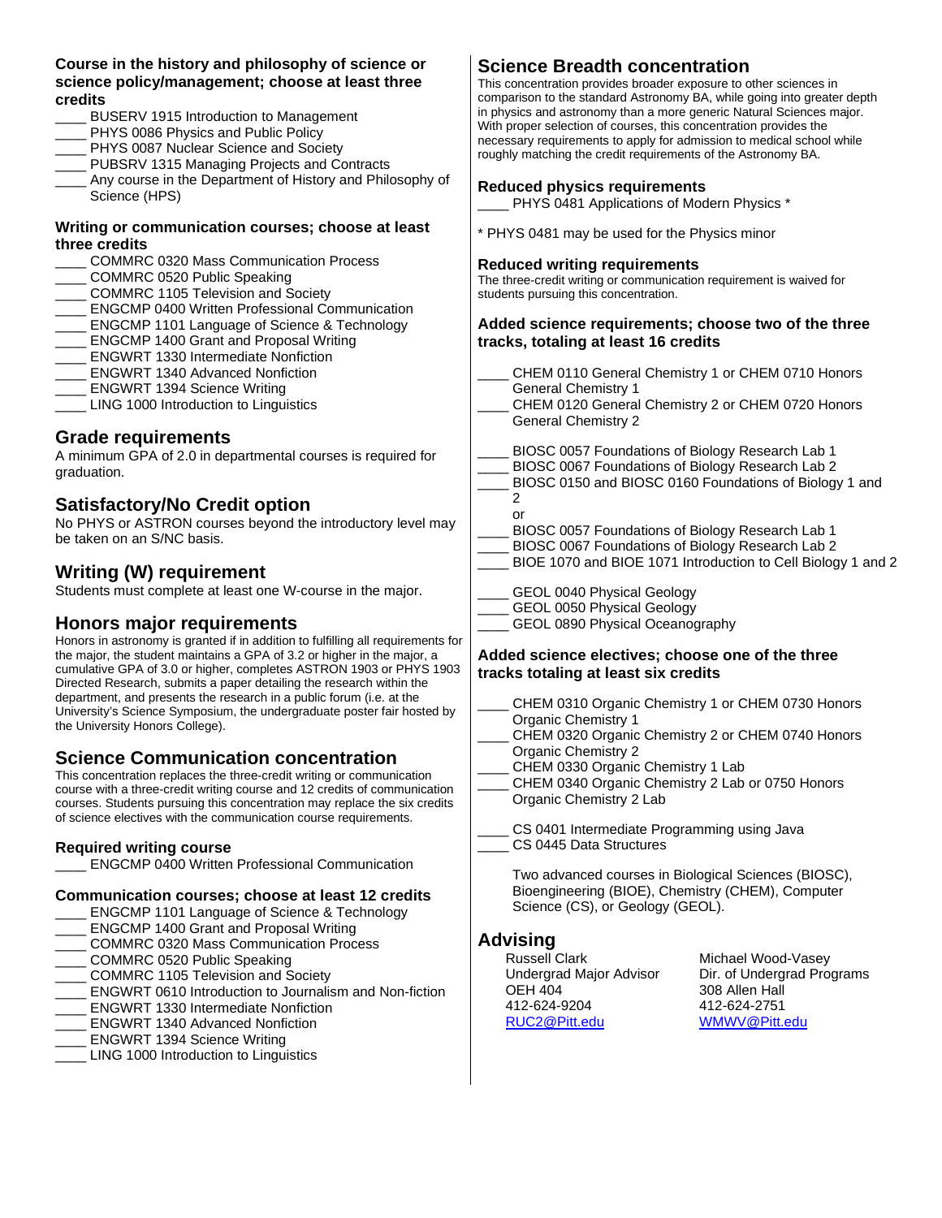**Course in the history and philosophy of science or science policy/management; choose at least three credits**

- ____ BUSERV 1915 Introduction to Management
- ____ PHYS 0086 Physics and Public Policy
- ____ PHYS 0087 Nuclear Science and Society
- ____ PUBSRV 1315 Managing Projects and Contracts
- ____ Any course in the Department of History and Philosophy of Science (HPS)

**Writing or communication courses; choose at least three credits**

- ____ COMMRC 0320 Mass Communication Process
- ____ COMMRC 0520 Public Speaking
- ____ COMMRC 1105 Television and Society
- ____ ENGCMP 0400 Written Professional Communication
- ____ ENGCMP 1101 Language of Science & Technology
- ____ ENGCMP 1400 Grant and Proposal Writing
- ____ ENGWRT 1330 Intermediate Nonfiction
- ____ ENGWRT 1340 Advanced Nonfiction
- ____ ENGWRT 1394 Science Writing
- ____ LING 1000 Introduction to Linguistics

## Grade requirements

A minimum GPA of 2.0 in departmental courses is required for graduation.

## Satisfactory/No Credit option

No PHYS or ASTRON courses beyond the introductory level may be taken on an S/NC basis.

## Writing (W) requirement

Students must complete at least one W-course in the major.

## Honors major requirements

Honors in astronomy is granted if in addition to fulfilling all requirements for the major, the student maintains a GPA of 3.2 or higher in the major, a cumulative GPA of 3.0 or higher, completes ASTRON 1903 or PHYS 1903 Directed Research, submits a paper detailing the research within the department, and presents the research in a public forum (i.e. at the University's Science Symposium, the undergraduate poster fair hosted by the University Honors College).

## Science Communication concentration

This concentration replaces the three-credit writing or communication course with a three-credit writing course and 12 credits of communication courses. Students pursuing this concentration may replace the six credits of science electives with the communication course requirements.

**Required writing course**

- ____ ENGCMP 0400 Written Professional Communication

**Communication courses; choose at least 12 credits**

- ____ ENGCMP 1101 Language of Science & Technology
- ____ ENGCMP 1400 Grant and Proposal Writing
- ____ COMMRC 0320 Mass Communication Process
- ____ COMMRC 0520 Public Speaking
- ____ COMMRC 1105 Television and Society
- ____ ENGWRT 0610 Introduction to Journalism and Non-fiction
- ____ ENGWRT 1330 Intermediate Nonfiction
- ____ ENGWRT 1340 Advanced Nonfiction
- ____ ENGWRT 1394 Science Writing
- ____ LING 1000 Introduction to Linguistics

## Science Breadth concentration

This concentration provides broader exposure to other sciences in comparison to the standard Astronomy BA, while going into greater depth in physics and astronomy than a more generic Natural Sciences major. With proper selection of courses, this concentration provides the necessary requirements to apply for admission to medical school while roughly matching the credit requirements of the Astronomy BA.

**Reduced physics requirements**

- ____ PHYS 0481 Applications of Modern Physics *

* PHYS 0481 may be used for the Physics minor

**Reduced writing requirements**

The three-credit writing or communication requirement is waived for students pursuing this concentration.

**Added science requirements; choose two of the three tracks, totaling at least 16 credits**

- ____ CHEM 0110 General Chemistry 1 or CHEM 0710 Honors General Chemistry 1
- ____ CHEM 0120 General Chemistry 2 or CHEM 0720 Honors General Chemistry 2

- ____ BIOSC 0057 Foundations of Biology Research Lab 1
- ____ BIOSC 0067 Foundations of Biology Research Lab 2
- ____ BIOSC 0150 and BIOSC 0160 Foundations of Biology 1 and 2

or

- ____ BIOSC 0057 Foundations of Biology Research Lab 1
- ____ BIOSC 0067 Foundations of Biology Research Lab 2
- ____ BIOE 1070 and BIOE 1071 Introduction to Cell Biology 1 and 2

- ____ GEOL 0040 Physical Geology
- ____ GEOL 0050 Physical Geology
- ____ GEOL 0890 Physical Oceanography

**Added science electives; choose one of the three tracks totaling at least six credits**

- ____ CHEM 0310 Organic Chemistry 1 or CHEM 0730 Honors Organic Chemistry 1
- ____ CHEM 0320 Organic Chemistry 2 or CHEM 0740 Honors Organic Chemistry 2
- ____ CHEM 0330 Organic Chemistry 1 Lab
- ____ CHEM 0340 Organic Chemistry 2 Lab or 0750 Honors Organic Chemistry 2 Lab

- ____ CS 0401 Intermediate Programming using Java
- ____ CS 0445 Data Structures

Two advanced courses in Biological Sciences (BIOSC), Bioengineering (BIOE), Chemistry (CHEM), Computer Science (CS), or Geology (GEOL).

## Advising

Russell Clark
Undergrad Major Advisor
OEH 404
412-624-9204
RUC2@Pitt.edu

Michael Wood-Vasey
Dir. of Undergrad Programs
308 Allen Hall
412-624-2751
WMWV@Pitt.edu